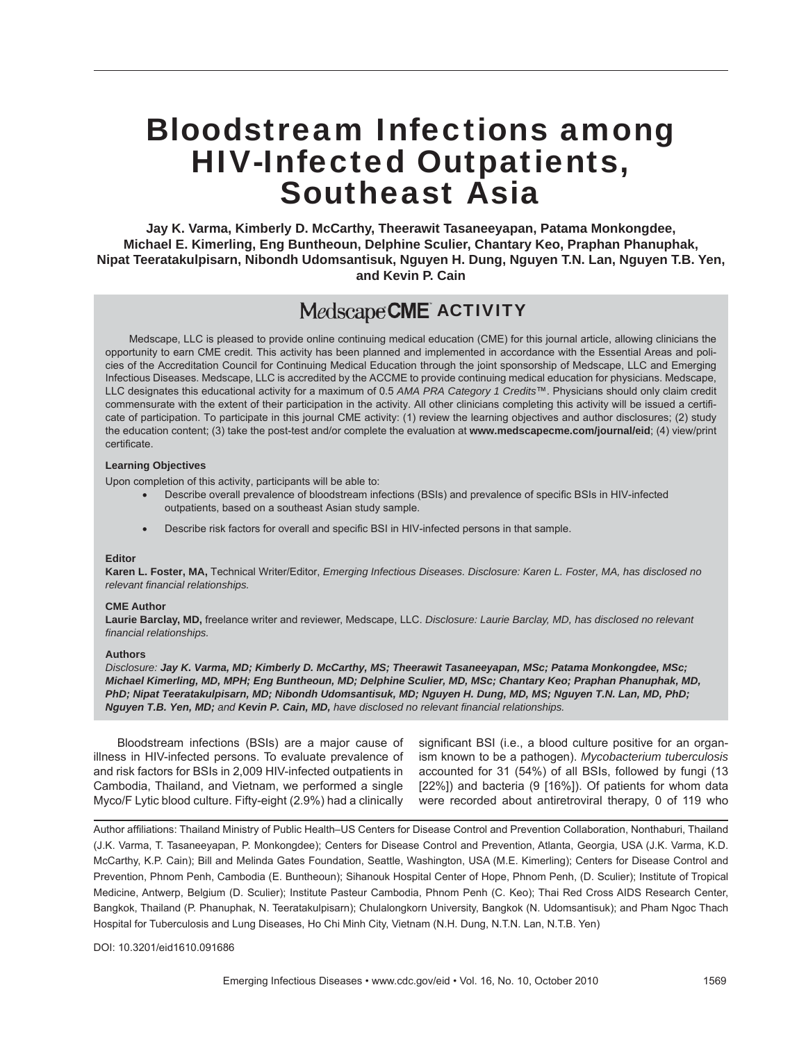# Bloodstream Infections among HIV-Infected Outpatients, Southeast Asia

**Jay K. Varma, Kimberly D. McCarthy, Theerawit Tasaneeyapan, Patama Monkongdee, Michael E. Kimerling, Eng Buntheoun, Delphine Sculier, Chantary Keo, Praphan Phanuphak, Nipat Teeratakulpisarn, Nibondh Udomsantisuk, Nguyen H. Dung, Nguyen T.N. Lan, Nguyen T.B. Yen, and Kevin P. Cain**

## MedscapeCME ACTIVITY

Medscape, LLC is pleased to provide online continuing medical education (CME) for this journal article, allowing clinicians the opportunity to earn CME credit. This activity has been planned and implemented in accordance with the Essential Areas and policies of the Accreditation Council for Continuing Medical Education through the joint sponsorship of Medscape, LLC and Emerging Infectious Diseases. Medscape, LLC is accredited by the ACCME to provide continuing medical education for physicians. Medscape, LLC designates this educational activity for a maximum of 0.5 *AMA PRA Category 1 Credits*™. Physicians should only claim credit commensurate with the extent of their participation in the activity. All other clinicians completing this activity will be issued a certificate of participation. To participate in this journal CME activity: (1) review the learning objectives and author disclosures; (2) study the education content; (3) take the post-test and/or complete the evaluation at **www.medscapecme.com/journal/eid**; (4) view/print certificate.

**Learning Objectives**

Upon completion of this activity, participants will be able to:

- Describe overall prevalence of bloodstream infections (BSIs) and prevalence of specific BSIs in HIV-infected outpatients, based on a southeast Asian study sample.
- Describe risk factors for overall and specific BSI in HIV-infected persons in that sample.

**Editor**

**Karen L. Foster, MA,** Technical Writer/Editor, *Emerging Infectious Diseases. Disclosure: Karen L. Foster, MA, has disclosed no relevant financial relationships.*

**CME Author**

**Laurie Barclay, MD,** freelance writer and reviewer, Medscape, LLC. *Disclosure: Laurie Barclay, MD, has disclosed no relevant financial relationships.*

**Authors**

*Disclosure:* ***Jay K. Varma, MD; Kimberly D. McCarthy, MS; Theerawit Tasaneeyapan, MSc; Patama Monkongdee, MSc; Michael Kimerling, MD, MPH; Eng Buntheoun, MD; Delphine Sculier, MD, MSc; Chantary Keo; Praphan Phanuphak, MD, PhD; Nipat Teeratakulpisarn, MD; Nibondh Udomsantisuk, MD; Nguyen H. Dung, MD, MS; Nguyen T.N. Lan, MD, PhD; Nguyen T.B. Yen, MD;*** *and* ***Kevin P. Cain, MD,*** *have disclosed no relevant financial relationships.*

Bloodstream infections (BSIs) are a major cause of illness in HIV-infected persons. To evaluate prevalence of and risk factors for BSIs in 2,009 HIV-infected outpatients in Cambodia, Thailand, and Vietnam, we performed a single Myco/F Lytic blood culture. Fifty-eight (2.9%) had a clinically significant BSI (i.e., a blood culture positive for an organism known to be a pathogen). *Mycobacterium tuberculosis* accounted for 31 (54%) of all BSIs, followed by fungi (13 [22%]) and bacteria (9 [16%]). Of patients for whom data were recorded about antiretroviral therapy, 0 of 119 who

Author affiliations: Thailand Ministry of Public Health–US Centers for Disease Control and Prevention Collaboration, Nonthaburi, Thailand (J.K. Varma, T. Tasaneeyapan, P. Monkongdee); Centers for Disease Control and Prevention, Atlanta, Georgia, USA (J.K. Varma, K.D. McCarthy, K.P. Cain); Bill and Melinda Gates Foundation, Seattle, Washington, USA (M.E. Kimerling); Centers for Disease Control and Prevention, Phnom Penh, Cambodia (E. Buntheoun); Sihanouk Hospital Center of Hope, Phnom Penh, (D. Sculier); Institute of Tropical Medicine, Antwerp, Belgium (D. Sculier); Institute Pasteur Cambodia, Phnom Penh (C. Keo); Thai Red Cross AIDS Research Center, Bangkok, Thailand (P. Phanuphak, N. Teeratakulpisarn); Chulalongkorn University, Bangkok (N. Udomsantisuk); and Pham Ngoc Thach Hospital for Tuberculosis and Lung Diseases, Ho Chi Minh City, Vietnam (N.H. Dung, N.T.N. Lan, N.T.B. Yen)

DOI: 10.3201/eid1610.091686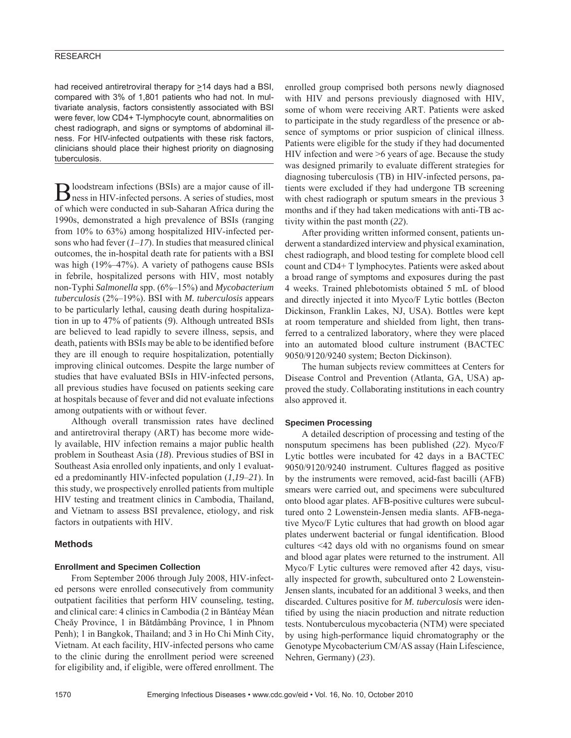had received antiretroviral therapy for ≥14 days had a BSI, compared with 3% of 1,801 patients who had not. In multivariate analysis, factors consistently associated with BSI were fever, low CD4+ T-lymphocyte count, abnormalities on chest radiograph, and signs or symptoms of abdominal illness. For HIV-infected outpatients with these risk factors, clinicians should place their highest priority on diagnosing tuberculosis.

Bloodstream infections (BSIs) are a major cause of illness in HIV-infected persons. A series of studies, most of which were conducted in sub-Saharan Africa during the 1990s, demonstrated a high prevalence of BSIs (ranging from 10% to 63%) among hospitalized HIV-infected persons who had fever (*1–17*). In studies that measured clinical outcomes, the in-hospital death rate for patients with a BSI was high (19%–47%). A variety of pathogens cause BSIs in febrile, hospitalized persons with HIV, most notably non-Typhi *Salmonella* spp. (6%–15%) and *Mycobacterium tuberculosis* (2%–19%). BSI with *M. tuberculosis* appears to be particularly lethal, causing death during hospitalization in up to 47% of patients (*9*). Although untreated BSIs are believed to lead rapidly to severe illness, sepsis, and death, patients with BSIs may be able to be identified before they are ill enough to require hospitalization, potentially improving clinical outcomes. Despite the large number of studies that have evaluated BSIs in HIV-infected persons, all previous studies have focused on patients seeking care at hospitals because of fever and did not evaluate infections among outpatients with or without fever.

Although overall transmission rates have declined and antiretroviral therapy (ART) has become more widely available, HIV infection remains a major public health problem in Southeast Asia (*18*). Previous studies of BSI in Southeast Asia enrolled only inpatients, and only 1 evaluated a predominantly HIV-infected population (*1*,*19–21*). In this study, we prospectively enrolled patients from multiple HIV testing and treatment clinics in Cambodia, Thailand, and Vietnam to assess BSI prevalence, etiology, and risk factors in outpatients with HIV.

## Methods

### Enrollment and Specimen Collection

From September 2006 through July 2008, HIV-infected persons were enrolled consecutively from community outpatient facilities that perform HIV counseling, testing, and clinical care: 4 clinics in Cambodia (2 in Băntéay Méan Cheăy Province, 1 in Bătdâmbâng Province, 1 in Phnom Penh); 1 in Bangkok, Thailand; and 3 in Ho Chi Minh City, Vietnam. At each facility, HIV-infected persons who came to the clinic during the enrollment period were screened for eligibility and, if eligible, were offered enrollment. The enrolled group comprised both persons newly diagnosed with HIV and persons previously diagnosed with HIV, some of whom were receiving ART. Patients were asked to participate in the study regardless of the presence or absence of symptoms or prior suspicion of clinical illness. Patients were eligible for the study if they had documented HIV infection and were >6 years of age. Because the study was designed primarily to evaluate different strategies for diagnosing tuberculosis (TB) in HIV-infected persons, patients were excluded if they had undergone TB screening with chest radiograph or sputum smears in the previous 3 months and if they had taken medications with anti-TB activity within the past month (*22*).

After providing written informed consent, patients underwent a standardized interview and physical examination, chest radiograph, and blood testing for complete blood cell count and CD4+ T lymphocytes. Patients were asked about a broad range of symptoms and exposures during the past 4 weeks. Trained phlebotomists obtained 5 mL of blood and directly injected it into Myco/F Lytic bottles (Becton Dickinson, Franklin Lakes, NJ, USA). Bottles were kept at room temperature and shielded from light, then transferred to a centralized laboratory, where they were placed into an automated blood culture instrument (BACTEC 9050/9120/9240 system; Becton Dickinson).

The human subjects review committees at Centers for Disease Control and Prevention (Atlanta, GA, USA) approved the study. Collaborating institutions in each country also approved it.

### Specimen Processing

A detailed description of processing and testing of the nonsputum specimens has been published (*22*). Myco/F Lytic bottles were incubated for 42 days in a BACTEC 9050/9120/9240 instrument. Cultures flagged as positive by the instruments were removed, acid-fast bacilli (AFB) smears were carried out, and specimens were subcultured onto blood agar plates. AFB-positive cultures were subcultured onto 2 Lowenstein-Jensen media slants. AFB-negative Myco/F Lytic cultures that had growth on blood agar plates underwent bacterial or fungal identification. Blood cultures <42 days old with no organisms found on smear and blood agar plates were returned to the instrument. All Myco/F Lytic cultures were removed after 42 days, visually inspected for growth, subcultured onto 2 Lowenstein-Jensen slants, incubated for an additional 3 weeks, and then discarded. Cultures positive for *M. tuberculosis* were identified by using the niacin production and nitrate reduction tests. Nontuberculous mycobacteria (NTM) were speciated by using high-performance liquid chromatography or the Genotype Mycobacterium CM/AS assay (Hain Lifescience, Nehren, Germany) (*23*).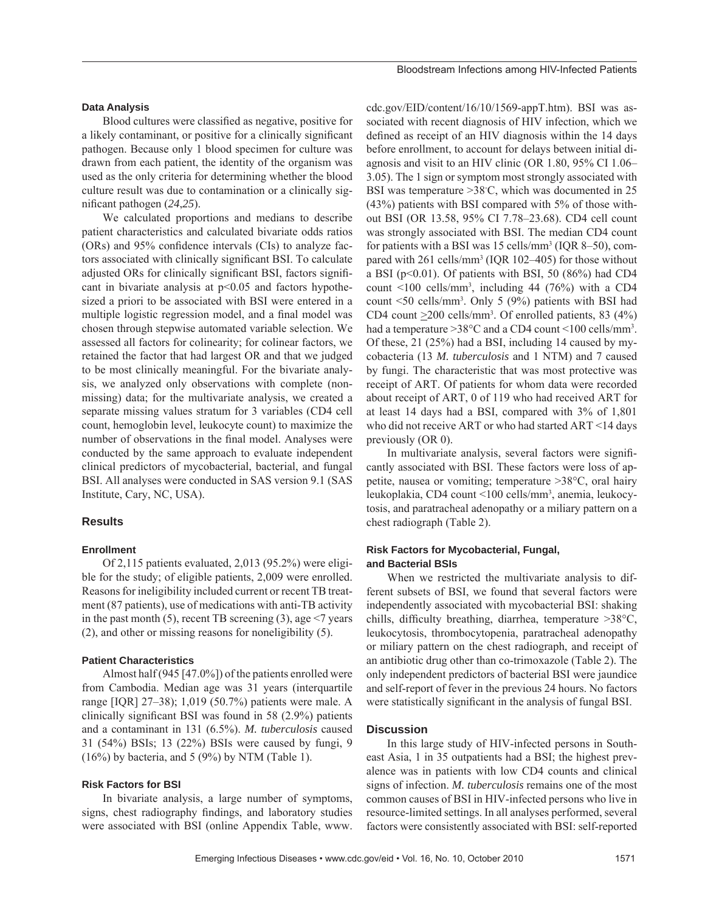### Data Analysis

Blood cultures were classified as negative, positive for a likely contaminant, or positive for a clinically significant pathogen. Because only 1 blood specimen for culture was drawn from each patient, the identity of the organism was used as the only criteria for determining whether the blood culture result was due to contamination or a clinically significant pathogen (*24*,*25*).

We calculated proportions and medians to describe patient characteristics and calculated bivariate odds ratios (ORs) and 95% confidence intervals (CIs) to analyze factors associated with clinically significant BSI. To calculate adjusted ORs for clinically significant BSI, factors significant in bivariate analysis at $p<0.05$ and factors hypothesized a priori to be associated with BSI were entered in a multiple logistic regression model, and a final model was chosen through stepwise automated variable selection. We assessed all factors for colinearity; for colinear factors, we retained the factor that had largest OR and that we judged to be most clinically meaningful. For the bivariate analysis, we analyzed only observations with complete (nonmissing) data; for the multivariate analysis, we created a separate missing values stratum for 3 variables (CD4 cell count, hemoglobin level, leukocyte count) to maximize the number of observations in the final model. Analyses were conducted by the same approach to evaluate independent clinical predictors of mycobacterial, bacterial, and fungal BSI. All analyses were conducted in SAS version 9.1 (SAS Institute, Cary, NC, USA).

## Results

### Enrollment

Of 2,115 patients evaluated, 2,013 (95.2%) were eligible for the study; of eligible patients, 2,009 were enrolled. Reasons for ineligibility included current or recent TB treatment (87 patients), use of medications with anti-TB activity in the past month (5), recent TB screening (3), age <7 years (2), and other or missing reasons for noneligibility (5).

### Patient Characteristics

Almost half (945 [47.0%]) of the patients enrolled were from Cambodia. Median age was 31 years (interquartile range [IQR] 27–38); 1,019 (50.7%) patients were male. A clinically significant BSI was found in 58 (2.9%) patients and a contaminant in 131 (6.5%). *M. tuberculosis* caused 31 (54%) BSIs; 13 (22%) BSIs were caused by fungi, 9 (16%) by bacteria, and 5 (9%) by NTM (Table 1).

### Risk Factors for BSI

In bivariate analysis, a large number of symptoms, signs, chest radiography findings, and laboratory studies were associated with BSI (online Appendix Table, www.cdc.gov/EID/content/16/10/1569-appT.htm). BSI was associated with recent diagnosis of HIV infection, which we defined as receipt of an HIV diagnosis within the 14 days before enrollment, to account for delays between initial diagnosis and visit to an HIV clinic (OR 1.80, 95% CI 1.06–3.05). The 1 sign or symptom most strongly associated with BSI was temperature >38°C, which was documented in 25 (43%) patients with BSI compared with 5% of those without BSI (OR 13.58, 95% CI 7.78–23.68). CD4 cell count was strongly associated with BSI. The median CD4 count for patients with a BSI was 15 cells/mm$^3$ (IQR 8–50), compared with 261 cells/mm$^3$ (IQR 102–405) for those without a BSI ($p<0.01$). Of patients with BSI, 50 (86%) had CD4 count <100 cells/mm$^3$, including 44 (76%) with a CD4 count <50 cells/mm$^3$. Only 5 (9%) patients with BSI had CD4 count $\geq$200 cells/mm$^3$. Of enrolled patients, 83 (4%) had a temperature >38°C and a CD4 count <100 cells/mm$^3$. Of these, 21 (25%) had a BSI, including 14 caused by mycobacteria (13 *M. tuberculosis* and 1 NTM) and 7 caused by fungi. The characteristic that was most protective was receipt of ART. Of patients for whom data were recorded about receipt of ART, 0 of 119 who had received ART for at least 14 days had a BSI, compared with 3% of 1,801 who did not receive ART or who had started ART <14 days previously (OR 0).

In multivariate analysis, several factors were significantly associated with BSI. These factors were loss of appetite, nausea or vomiting; temperature >38°C, oral hairy leukoplakia, CD4 count <100 cells/mm$^3$, anemia, leukocytosis, and paratracheal adenopathy or a miliary pattern on a chest radiograph (Table 2).

### Risk Factors for Mycobacterial, Fungal, and Bacterial BSIs

When we restricted the multivariate analysis to different subsets of BSI, we found that several factors were independently associated with mycobacterial BSI: shaking chills, difficulty breathing, diarrhea, temperature >38°C, leukocytosis, thrombocytopenia, paratracheal adenopathy or miliary pattern on the chest radiograph, and receipt of an antibiotic drug other than co-trimoxazole (Table 2). The only independent predictors of bacterial BSI were jaundice and self-report of fever in the previous 24 hours. No factors were statistically significant in the analysis of fungal BSI.

## Discussion

In this large study of HIV-infected persons in Southeast Asia, 1 in 35 outpatients had a BSI; the highest prevalence was in patients with low CD4 counts and clinical signs of infection. *M. tuberculosis* remains one of the most common causes of BSI in HIV-infected persons who live in resource-limited settings. In all analyses performed, several factors were consistently associated with BSI: self-reported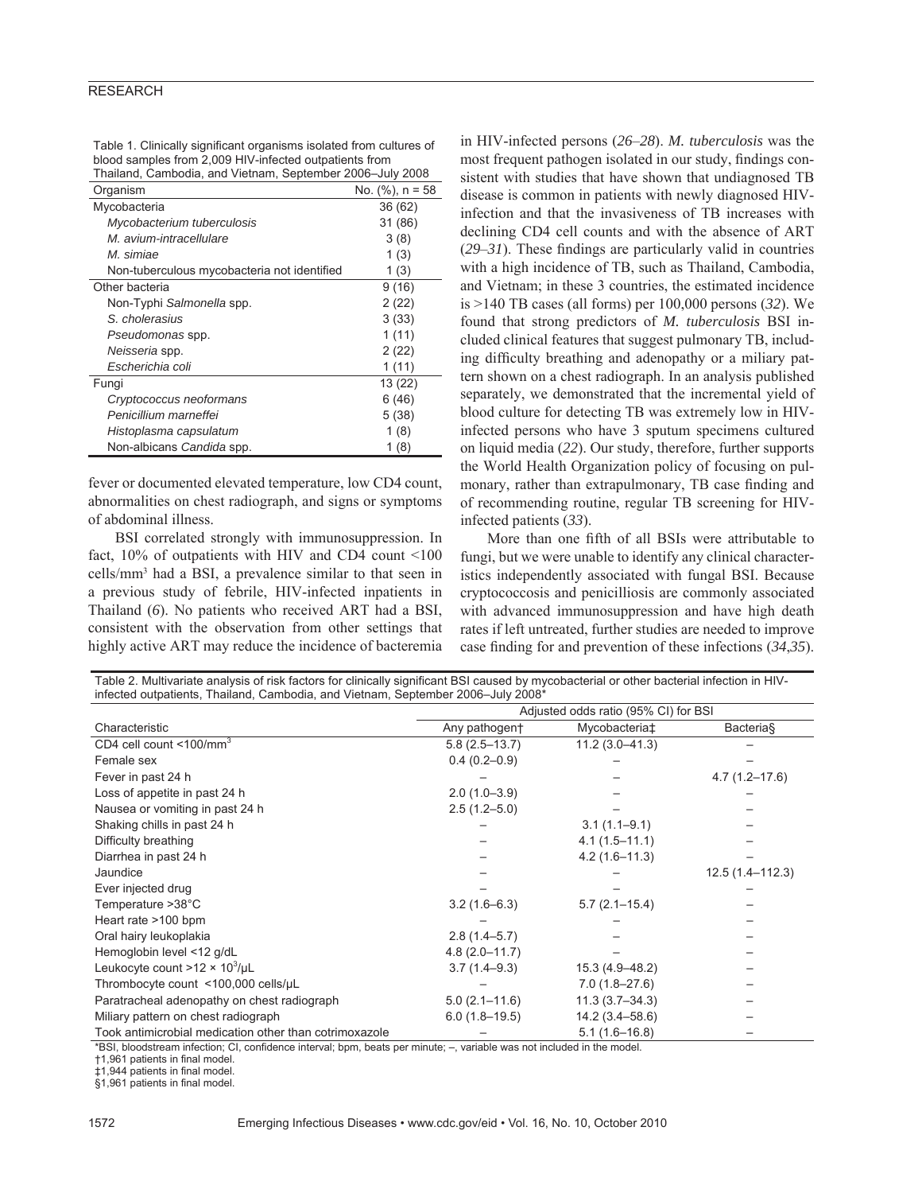Table 1. Clinically significant organisms isolated from cultures of blood samples from 2,009 HIV-infected outpatients from Thailand, Cambodia, and Vietnam, September 2006–July 2008

| Organism | No. (%), n = 58 |
|---|---|
| Mycobacteria | 36 (62) |
| *Mycobacterium tuberculosis* | 31 (86) |
| *M. avium-intracellulare* | 3 (8) |
| *M. simiae* | 1 (3) |
| Non-tuberculous mycobacteria not identified | 1 (3) |
| Other bacteria | 9 (16) |
| Non-Typhi *Salmonella* spp. | 2 (22) |
| *S. cholerasius* | 3 (33) |
| *Pseudomonas* spp. | 1 (11) |
| *Neisseria* spp. | 2 (22) |
| *Escherichia coli* | 1 (11) |
| Fungi | 13 (22) |
| *Cryptococcus neoformans* | 6 (46) |
| *Penicillium marneffei* | 5 (38) |
| *Histoplasma capsulatum* | 1 (8) |
| Non-albicans *Candida* spp. | 1 (8) |

fever or documented elevated temperature, low CD4 count, abnormalities on chest radiograph, and signs or symptoms of abdominal illness.

BSI correlated strongly with immunosuppression. In fact, 10% of outpatients with HIV and CD4 count <100 cells/mm³ had a BSI, a prevalence similar to that seen in a previous study of febrile, HIV-infected inpatients in Thailand (*6*). No patients who received ART had a BSI, consistent with the observation from other settings that highly active ART may reduce the incidence of bacteremia in HIV-infected persons (*26–28*). *M. tuberculosis* was the most frequent pathogen isolated in our study, findings consistent with studies that have shown that undiagnosed TB disease is common in patients with newly diagnosed HIV-infection and that the invasiveness of TB increases with declining CD4 cell counts and with the absence of ART (*29–31*). These findings are particularly valid in countries with a high incidence of TB, such as Thailand, Cambodia, and Vietnam; in these 3 countries, the estimated incidence is >140 TB cases (all forms) per 100,000 persons (*32*). We found that strong predictors of *M. tuberculosis* BSI included clinical features that suggest pulmonary TB, including difficulty breathing and adenopathy or a miliary pattern shown on a chest radiograph. In an analysis published separately, we demonstrated that the incremental yield of blood culture for detecting TB was extremely low in HIV-infected persons who have 3 sputum specimens cultured on liquid media (*22*). Our study, therefore, further supports the World Health Organization policy of focusing on pulmonary, rather than extrapulmonary, TB case finding and of recommending routine, regular TB screening for HIV-infected patients (*33*).

More than one fifth of all BSIs were attributable to fungi, but we were unable to identify any clinical characteristics independently associated with fungal BSI. Because cryptococcosis and penicilliosis are commonly associated with advanced immunosuppression and have high death rates if left untreated, further studies are needed to improve case finding for and prevention of these infections (*34*,*35*).

Table 2. Multivariate analysis of risk factors for clinically significant BSI caused by mycobacterial or other bacterial infection in HIV-infected outpatients, Thailand, Cambodia, and Vietnam, September 2006–July 2008*

| Characteristic | Adjusted odds ratio (95% CI) for BSI | | |
|---|---|---|---|
| | Any pathogen† | Mycobacteria‡ | Bacteria§ |
| CD4 cell count <100/mm³ | 5.8 (2.5–13.7) | 11.2 (3.0–41.3) | – |
| Female sex | 0.4 (0.2–0.9) | – | – |
| Fever in past 24 h | – | – | 4.7 (1.2–17.6) |
| Loss of appetite in past 24 h | 2.0 (1.0–3.9) | – | – |
| Nausea or vomiting in past 24 h | 2.5 (1.2–5.0) | – | – |
| Shaking chills in past 24 h | – | 3.1 (1.1–9.1) | – |
| Difficulty breathing | – | 4.1 (1.5–11.1) | – |
| Diarrhea in past 24 h | – | 4.2 (1.6–11.3) | – |
| Jaundice | – | – | 12.5 (1.4–112.3) |
| Ever injected drug | – | – | – |
| Temperature >38°C | 3.2 (1.6–6.3) | 5.7 (2.1–15.4) | – |
| Heart rate >100 bpm | – | – | – |
| Oral hairy leukoplakia | 2.8 (1.4–5.7) | – | – |
| Hemoglobin level <12 g/dL | 4.8 (2.0–11.7) | – | – |
| Leukocyte count >12 × 10³/μL | 3.7 (1.4–9.3) | 15.3 (4.9–48.2) | – |
| Thrombocyte count <100,000 cells/μL | – | 7.0 (1.8–27.6) | – |
| Paratracheal adenopathy on chest radiograph | 5.0 (2.1–11.6) | 11.3 (3.7–34.3) | – |
| Miliary pattern on chest radiograph | 6.0 (1.8–19.5) | 14.2 (3.4–58.6) | – |
| Took antimicrobial medication other than cotrimoxazole | – | 5.1 (1.6–16.8) | – |

*BSI, bloodstream infection; CI, confidence interval; bpm, beats per minute; –, variable was not included in the model.
†1,961 patients in final model.
‡1,944 patients in final model.
§1,961 patients in final model.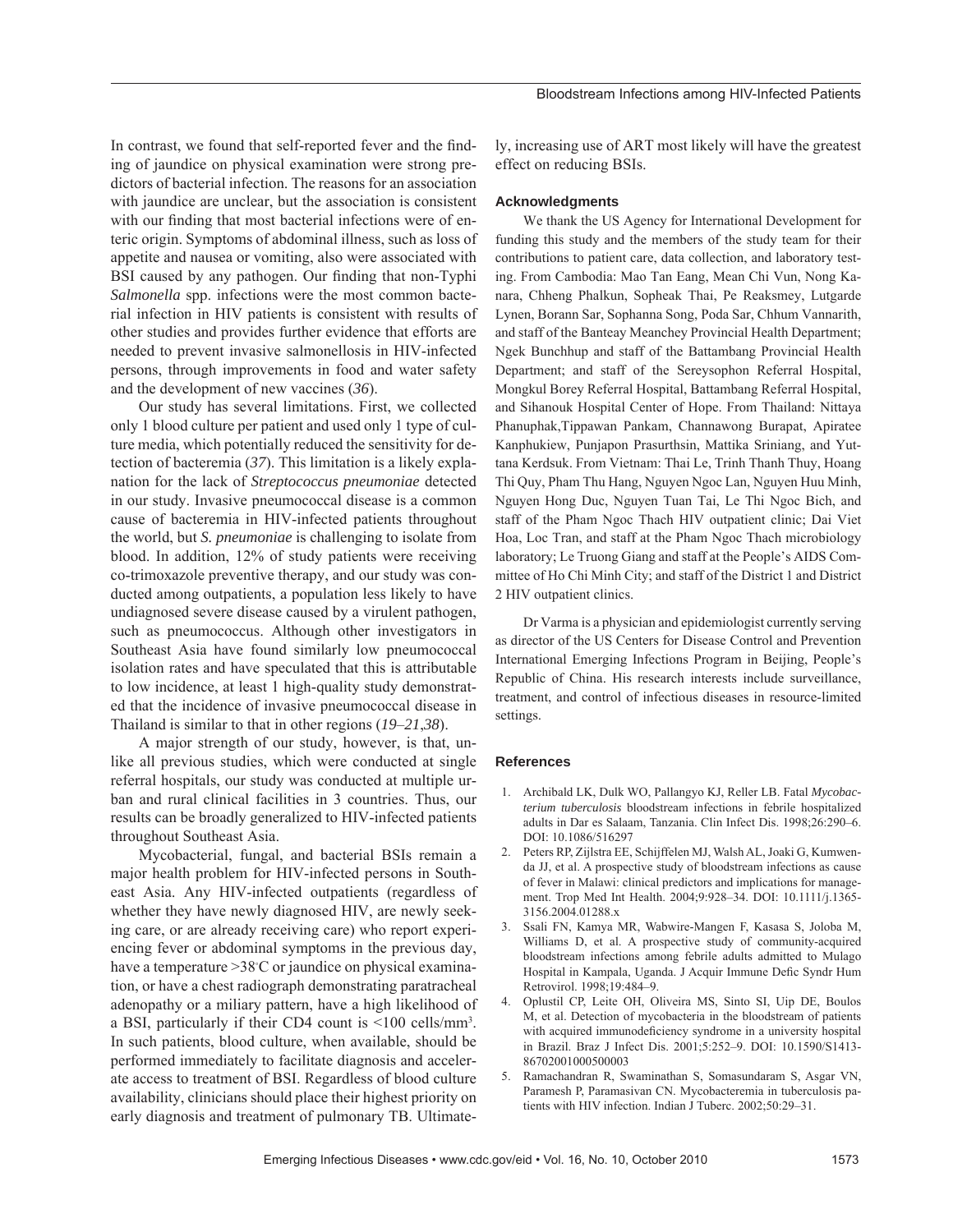In contrast, we found that self-reported fever and the finding of jaundice on physical examination were strong predictors of bacterial infection. The reasons for an association with jaundice are unclear, but the association is consistent with our finding that most bacterial infections were of enteric origin. Symptoms of abdominal illness, such as loss of appetite and nausea or vomiting, also were associated with BSI caused by any pathogen. Our finding that non-Typhi *Salmonella* spp. infections were the most common bacterial infection in HIV patients is consistent with results of other studies and provides further evidence that efforts are needed to prevent invasive salmonellosis in HIV-infected persons, through improvements in food and water safety and the development of new vaccines (*36*).

Our study has several limitations. First, we collected only 1 blood culture per patient and used only 1 type of culture media, which potentially reduced the sensitivity for detection of bacteremia (*37*). This limitation is a likely explanation for the lack of *Streptococcus pneumoniae* detected in our study. Invasive pneumococcal disease is a common cause of bacteremia in HIV-infected patients throughout the world, but *S. pneumoniae* is challenging to isolate from blood. In addition, 12% of study patients were receiving co-trimoxazole preventive therapy, and our study was conducted among outpatients, a population less likely to have undiagnosed severe disease caused by a virulent pathogen, such as pneumococcus. Although other investigators in Southeast Asia have found similarly low pneumococcal isolation rates and have speculated that this is attributable to low incidence, at least 1 high-quality study demonstrated that the incidence of invasive pneumococcal disease in Thailand is similar to that in other regions (*19*–*21*,*38*).

A major strength of our study, however, is that, unlike all previous studies, which were conducted at single referral hospitals, our study was conducted at multiple urban and rural clinical facilities in 3 countries. Thus, our results can be broadly generalized to HIV-infected patients throughout Southeast Asia.

Mycobacterial, fungal, and bacterial BSIs remain a major health problem for HIV-infected persons in Southeast Asia. Any HIV-infected outpatients (regardless of whether they have newly diagnosed HIV, are newly seeking care, or are already receiving care) who report experiencing fever or abdominal symptoms in the previous day, have a temperature >38°C or jaundice on physical examination, or have a chest radiograph demonstrating paratracheal adenopathy or a miliary pattern, have a high likelihood of a BSI, particularly if their CD4 count is <100 cells/mm$^3$. In such patients, blood culture, when available, should be performed immediately to facilitate diagnosis and accelerate access to treatment of BSI. Regardless of blood culture availability, clinicians should place their highest priority on early diagnosis and treatment of pulmonary TB. Ultimately, increasing use of ART most likely will have the greatest effect on reducing BSIs.

### Acknowledgments

We thank the US Agency for International Development for funding this study and the members of the study team for their contributions to patient care, data collection, and laboratory testing. From Cambodia: Mao Tan Eang, Mean Chi Vun, Nong Kanara, Chheng Phalkun, Sopheak Thai, Pe Reaksmey, Lutgarde Lynen, Borann Sar, Sophanna Song, Poda Sar, Chhum Vannarith, and staff of the Banteay Meanchey Provincial Health Department; Ngek Bunchhup and staff of the Battambang Provincial Health Department; and staff of the Sereysophon Referral Hospital, Mongkul Borey Referral Hospital, Battambang Referral Hospital, and Sihanouk Hospital Center of Hope. From Thailand: Nittaya Phanuphak,Tippawan Pankam, Channawong Burapat, Apiratee Kanphukiew, Punjapon Prasurthsin, Mattika Sriniang, and Yuttana Kerdsuk. From Vietnam: Thai Le, Trinh Thanh Thuy, Hoang Thi Quy, Pham Thu Hang, Nguyen Ngoc Lan, Nguyen Huu Minh, Nguyen Hong Duc, Nguyen Tuan Tai, Le Thi Ngoc Bich, and staff of the Pham Ngoc Thach HIV outpatient clinic; Dai Viet Hoa, Loc Tran, and staff at the Pham Ngoc Thach microbiology laboratory; Le Truong Giang and staff at the People's AIDS Committee of Ho Chi Minh City; and staff of the District 1 and District 2 HIV outpatient clinics.

Dr Varma is a physician and epidemiologist currently serving as director of the US Centers for Disease Control and Prevention International Emerging Infections Program in Beijing, People's Republic of China. His research interests include surveillance, treatment, and control of infectious diseases in resource-limited settings.

### References

1. Archibald LK, Dulk WO, Pallangyo KJ, Reller LB. Fatal *Mycobacterium tuberculosis* bloodstream infections in febrile hospitalized adults in Dar es Salaam, Tanzania. Clin Infect Dis. 1998;26:290–6. DOI: 10.1086/516297
2. Peters RP, Zijlstra EE, Schijffelen MJ, Walsh AL, Joaki G, Kumwenda JJ, et al. A prospective study of bloodstream infections as cause of fever in Malawi: clinical predictors and implications for management. Trop Med Int Health. 2004;9:928–34. DOI: 10.1111/j.1365-3156.2004.01288.x
3. Ssali FN, Kamya MR, Wabwire-Mangen F, Kasasa S, Joloba M, Williams D, et al. A prospective study of community-acquired bloodstream infections among febrile adults admitted to Mulago Hospital in Kampala, Uganda. J Acquir Immune Defic Syndr Hum Retrovirol. 1998;19:484–9.
4. Oplustil CP, Leite OH, Oliveira MS, Sinto SI, Uip DE, Boulos M, et al. Detection of mycobacteria in the bloodstream of patients with acquired immunodeficiency syndrome in a university hospital in Brazil. Braz J Infect Dis. 2001;5:252–9. DOI: 10.1590/S1413-86702001000500003
5. Ramachandran R, Swaminathan S, Somasundaram S, Asgar VN, Paramesh P, Paramasivan CN. Mycobacteremia in tuberculosis patients with HIV infection. Indian J Tuberc. 2002;50:29–31.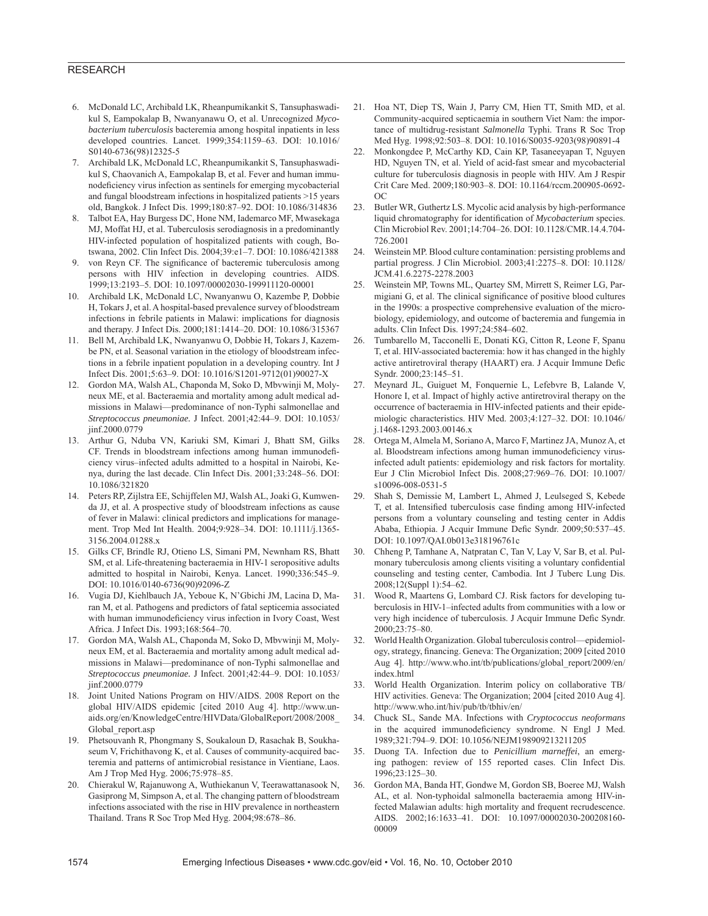6. McDonald LC, Archibald LK, Rheanpumikankit S, Tansuphaswadikul S, Eampokalap B, Nwanyanawu O, et al. Unrecognized *Mycobacterium tuberculosis* bacteremia among hospital inpatients in less developed countries. Lancet. 1999;354:1159–63. DOI: 10.1016/S0140-6736(98)12325-5
7. Archibald LK, McDonald LC, Rheanpumikankit S, Tansuphaswadikul S, Chaovanich A, Eampokalap B, et al. Fever and human immunodeficiency virus infection as sentinels for emerging mycobacterial and fungal bloodstream infections in hospitalized patients >15 years old, Bangkok. J Infect Dis. 1999;180:87–92. DOI: 10.1086/314836
8. Talbot EA, Hay Burgess DC, Hone NM, Iademarco MF, Mwasekaga MJ, Moffat HJ, et al. Tuberculosis serodiagnosis in a predominantly HIV-infected population of hospitalized patients with cough, Botswana, 2002. Clin Infect Dis. 2004;39:e1–7. DOI: 10.1086/421388
9. von Reyn CF. The significance of bacteremic tuberculosis among persons with HIV infection in developing countries. AIDS. 1999;13:2193–5. DOI: 10.1097/00002030-199911120-00001
10. Archibald LK, McDonald LC, Nwanyanwu O, Kazembe P, Dobbie H, Tokars J, et al. A hospital-based prevalence survey of bloodstream infections in febrile patients in Malawi: implications for diagnosis and therapy. J Infect Dis. 2000;181:1414–20. DOI: 10.1086/315367
11. Bell M, Archibald LK, Nwanyanwu O, Dobbie H, Tokars J, Kazembe PN, et al. Seasonal variation in the etiology of bloodstream infections in a febrile inpatient population in a developing country. Int J Infect Dis. 2001;5:63–9. DOI: 10.1016/S1201-9712(01)90027-X
12. Gordon MA, Walsh AL, Chaponda M, Soko D, Mbvwinji M, Molyneux ME, et al. Bacteraemia and mortality among adult medical admissions in Malawi—predominance of non-Typhi salmonellae and *Streptococcus pneumoniae.* J Infect. 2001;42:44–9. DOI: 10.1053/jinf.2000.0779
13. Arthur G, Nduba VN, Kariuki SM, Kimari J, Bhatt SM, Gilks CF. Trends in bloodstream infections among human immunodeficiency virus–infected adults admitted to a hospital in Nairobi, Kenya, during the last decade. Clin Infect Dis. 2001;33:248–56. DOI: 10.1086/321820
14. Peters RP, Zijlstra EE, Schijffelen MJ, Walsh AL, Joaki G, Kumwenda JJ, et al. A prospective study of bloodstream infections as cause of fever in Malawi: clinical predictors and implications for management. Trop Med Int Health. 2004;9:928–34. DOI: 10.1111/j.1365-3156.2004.01288.x
15. Gilks CF, Brindle RJ, Otieno LS, Simani PM, Newnham RS, Bhatt SM, et al. Life-threatening bacteraemia in HIV-1 seropositive adults admitted to hospital in Nairobi, Kenya. Lancet. 1990;336:545–9. DOI: 10.1016/0140-6736(90)92096-Z
16. Vugia DJ, Kiehlbauch JA, Yeboue K, N'Gbichi JM, Lacina D, Maran M, et al. Pathogens and predictors of fatal septicemia associated with human immunodeficiency virus infection in Ivory Coast, West Africa. J Infect Dis. 1993;168:564–70.
17. Gordon MA, Walsh AL, Chaponda M, Soko D, Mbvwinji M, Molyneux EM, et al. Bacteraemia and mortality among adult medical admissions in Malawi—predominance of non-Typhi salmonellae and *Streptococcus pneumoniae.* J Infect. 2001;42:44–9. DOI: 10.1053/jinf.2000.0779
18. Joint United Nations Program on HIV/AIDS. 2008 Report on the global HIV/AIDS epidemic [cited 2010 Aug 4]. http://www.unaids.org/en/KnowledgeCentre/HIVData/GlobalReport/2008/2008_Global_report.asp
19. Phetsouvanh R, Phongmany S, Soukaloun D, Rasachak B, Soukhaseum V, Frichithavong K, et al. Causes of community-acquired bacteremia and patterns of antimicrobial resistance in Vientiane, Laos. Am J Trop Med Hyg. 2006;75:978–85.
20. Chierakul W, Rajanuwong A, Wuthiekanun V, Teerawattanasook N, Gasiprong M, Simpson A, et al. The changing pattern of bloodstream infections associated with the rise in HIV prevalence in northeastern Thailand. Trans R Soc Trop Med Hyg. 2004;98:678–86.
21. Hoa NT, Diep TS, Wain J, Parry CM, Hien TT, Smith MD, et al. Community-acquired septicaemia in southern Viet Nam: the importance of multidrug-resistant *Salmonella* Typhi. Trans R Soc Trop Med Hyg. 1998;92:503–8. DOI: 10.1016/S0035-9203(98)90891-4
22. Monkongdee P, McCarthy KD, Cain KP, Tasaneeyapan T, Nguyen HD, Nguyen TN, et al. Yield of acid-fast smear and mycobacterial culture for tuberculosis diagnosis in people with HIV. Am J Respir Crit Care Med. 2009;180:903–8. DOI: 10.1164/rccm.200905-0692-OC
23. Butler WR, Guthertz LS. Mycolic acid analysis by high-performance liquid chromatography for identification of *Mycobacterium* species. Clin Microbiol Rev. 2001;14:704–26. DOI: 10.1128/CMR.14.4.704-726.2001
24. Weinstein MP. Blood culture contamination: persisting problems and partial progress. J Clin Microbiol. 2003;41:2275–8. DOI: 10.1128/JCM.41.6.2275-2278.2003
25. Weinstein MP, Towns ML, Quartey SM, Mirrett S, Reimer LG, Parmigiani G, et al. The clinical significance of positive blood cultures in the 1990s: a prospective comprehensive evaluation of the microbiology, epidemiology, and outcome of bacteremia and fungemia in adults. Clin Infect Dis. 1997;24:584–602.
26. Tumbarello M, Tacconelli E, Donati KG, Citton R, Leone F, Spanu T, et al. HIV-associated bacteremia: how it has changed in the highly active antiretroviral therapy (HAART) era. J Acquir Immune Defic Syndr. 2000;23:145–51.
27. Meynard JL, Guiguet M, Fonquernie L, Lefebvre B, Lalande V, Honore I, et al. Impact of highly active antiretroviral therapy on the occurrence of bacteraemia in HIV-infected patients and their epidemiologic characteristics. HIV Med. 2003;4:127–32. DOI: 10.1046/j.1468-1293.2003.00146.x
28. Ortega M, Almela M, Soriano A, Marco F, Martinez JA, Munoz A, et al. Bloodstream infections among human immunodeficiency virus-infected adult patients: epidemiology and risk factors for mortality. Eur J Clin Microbiol Infect Dis. 2008;27:969–76. DOI: 10.1007/s10096-008-0531-5
29. Shah S, Demissie M, Lambert L, Ahmed J, Leulseged S, Kebede T, et al. Intensified tuberculosis case finding among HIV-infected persons from a voluntary counseling and testing center in Addis Ababa, Ethiopia. J Acquir Immune Defic Syndr. 2009;50:537–45. DOI: 10.1097/QAI.0b013e318196761c
30. Chheng P, Tamhane A, Natpratan C, Tan V, Lay V, Sar B, et al. Pulmonary tuberculosis among clients visiting a voluntary confidential counseling and testing center, Cambodia. Int J Tuberc Lung Dis. 2008;12(Suppl 1):54–62.
31. Wood R, Maartens G, Lombard CJ. Risk factors for developing tuberculosis in HIV-1–infected adults from communities with a low or very high incidence of tuberculosis. J Acquir Immune Defic Syndr. 2000;23:75–80.
32. World Health Organization. Global tuberculosis control—epidemiology, strategy, financing. Geneva: The Organization; 2009 [cited 2010 Aug 4]. http://www.who.int/tb/publications/global_report/2009/en/index.html
33. World Health Organization. Interim policy on collaborative TB/HIV activities. Geneva: The Organization; 2004 [cited 2010 Aug 4]. http://www.who.int/hiv/pub/tb/tbhiv/en/
34. Chuck SL, Sande MA. Infections with *Cryptococcus neoformans* in the acquired immunodeficiency syndrome. N Engl J Med. 1989;321:794–9. DOI: 10.1056/NEJM198909213211205
35. Duong TA. Infection due to *Penicillium marneffei*, an emerging pathogen: review of 155 reported cases. Clin Infect Dis. 1996;23:125–30.
36. Gordon MA, Banda HT, Gondwe M, Gordon SB, Boeree MJ, Walsh AL, et al. Non-typhoidal salmonella bacteraemia among HIV-infected Malawian adults: high mortality and frequent recrudescence. AIDS. 2002;16:1633–41. DOI: 10.1097/00002030-200208160-00009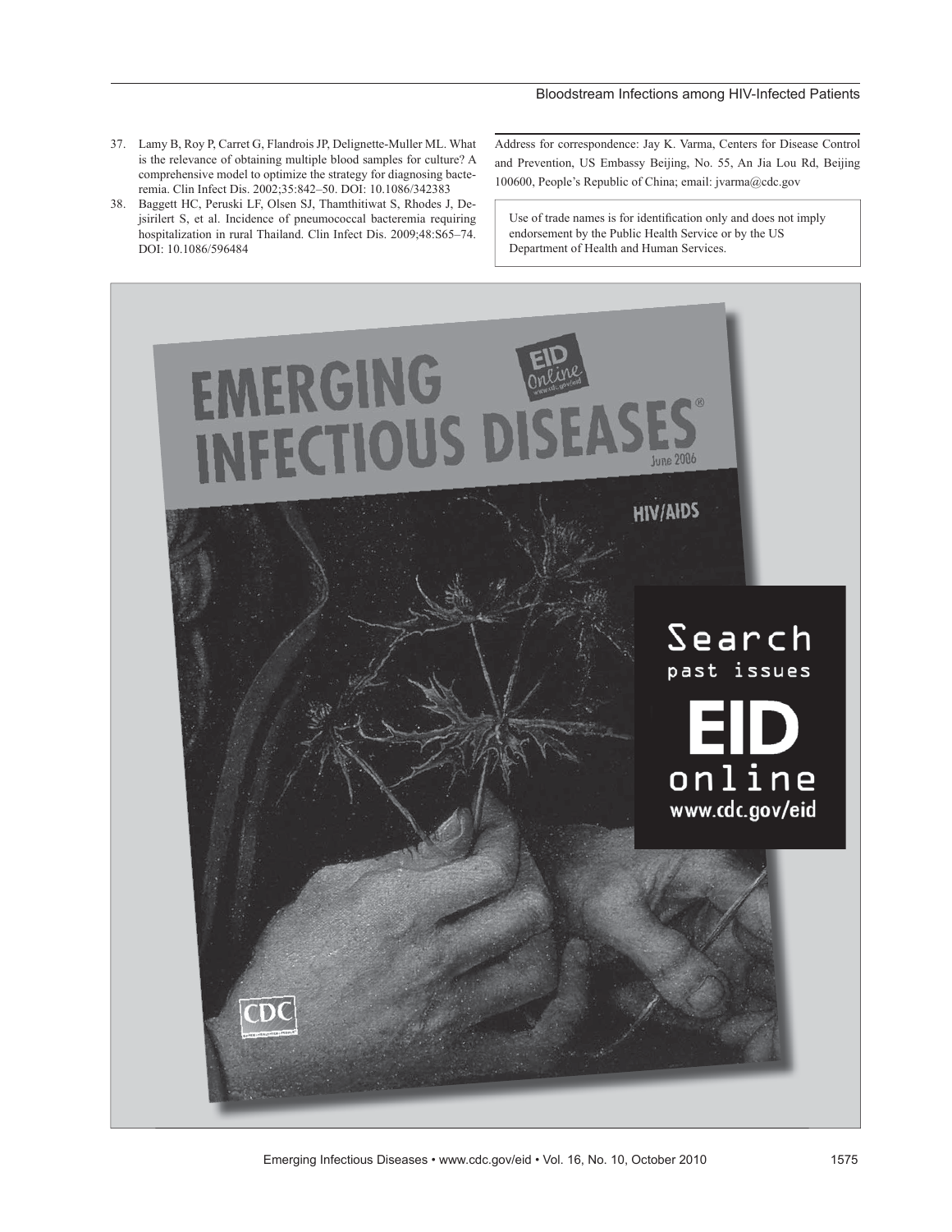37. Lamy B, Roy P, Carret G, Flandrois JP, Delignette-Muller ML. What is the relevance of obtaining multiple blood samples for culture? A comprehensive model to optimize the strategy for diagnosing bacteremia. Clin Infect Dis. 2002;35:842–50. DOI: 10.1086/342383
38. Baggett HC, Peruski LF, Olsen SJ, Thamthitiwat S, Rhodes J, Dejsirilert S, et al. Incidence of pneumococcal bacteremia requiring hospitalization in rural Thailand. Clin Infect Dis. 2009;48:S65–74. DOI: 10.1086/596484

Address for correspondence: Jay K. Varma, Centers for Disease Control and Prevention, US Embassy Beijing, No. 55, An Jia Lou Rd, Beijing 100600, People's Republic of China; email: jvarma@cdc.gov

Use of trade names is for identification only and does not imply endorsement by the Public Health Service or by the US Department of Health and Human Services.

EMERGING INFECTIOUS DISEASES®

June 2006

HIV/AIDS

Search past issues

EID online

www.cdc.gov/eid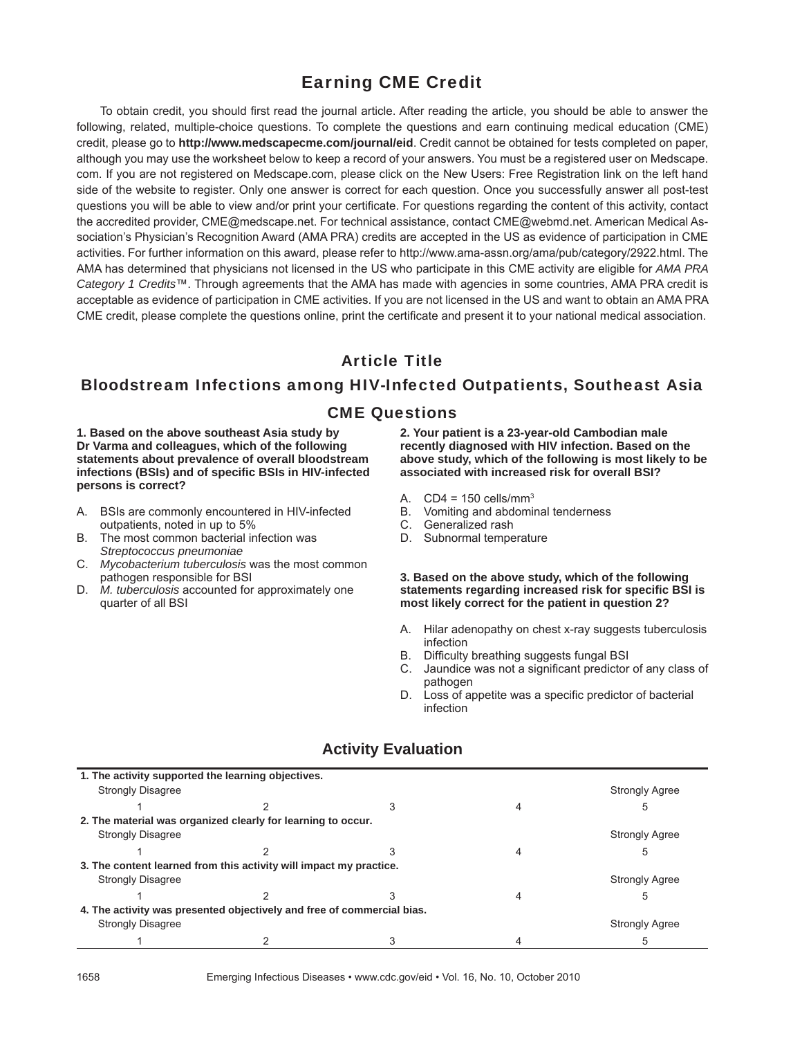# Earning CME Credit

To obtain credit, you should first read the journal article. After reading the article, you should be able to answer the following, related, multiple-choice questions. To complete the questions and earn continuing medical education (CME) credit, please go to **http://www.medscapecme.com/journal/eid**. Credit cannot be obtained for tests completed on paper, although you may use the worksheet below to keep a record of your answers. You must be a registered user on Medscape.com. If you are not registered on Medscape.com, please click on the New Users: Free Registration link on the left hand side of the website to register. Only one answer is correct for each question. Once you successfully answer all post-test questions you will be able to view and/or print your certificate. For questions regarding the content of this activity, contact the accredited provider, CME@medscape.net. For technical assistance, contact CME@webmd.net. American Medical Association's Physician's Recognition Award (AMA PRA) credits are accepted in the US as evidence of participation in CME activities. For further information on this award, please refer to http://www.ama-assn.org/ama/pub/category/2922.html. The AMA has determined that physicians not licensed in the US who participate in this CME activity are eligible for *AMA PRA Category 1 Credits*™. Through agreements that the AMA has made with agencies in some countries, AMA PRA credit is acceptable as evidence of participation in CME activities. If you are not licensed in the US and want to obtain an AMA PRA CME credit, please complete the questions online, print the certificate and present it to your national medical association.

## Article Title

## Bloodstream Infections among HIV-Infected Outpatients, Southeast Asia

## CME Questions

**1. Based on the above southeast Asia study by Dr Varma and colleagues, which of the following statements about prevalence of overall bloodstream infections (BSIs) and of specific BSIs in HIV-infected persons is correct?**

A. BSIs are commonly encountered in HIV-infected outpatients, noted in up to 5%
B. The most common bacterial infection was *Streptococcus pneumoniae*
C. *Mycobacterium tuberculosis* was the most common pathogen responsible for BSI
D. *M. tuberculosis* accounted for approximately one quarter of all BSI

**2. Your patient is a 23-year-old Cambodian male recently diagnosed with HIV infection. Based on the above study, which of the following is most likely to be associated with increased risk for overall BSI?**

A. CD4 = 150 cells/mm$^3$
B. Vomiting and abdominal tenderness
C. Generalized rash
D. Subnormal temperature

**3. Based on the above study, which of the following statements regarding increased risk for specific BSI is most likely correct for the patient in question 2?**

A. Hilar adenopathy on chest x-ray suggests tuberculosis infection
B. Difficulty breathing suggests fungal BSI
C. Jaundice was not a significant predictor of any class of pathogen
D. Loss of appetite was a specific predictor of bacterial infection

## Activity Evaluation

| | | | | |
|---|---|---|---|---|
| **1. The activity supported the learning objectives.** | | | | |
| Strongly Disagree | | | | Strongly Agree |
| 1 | 2 | 3 | 4 | 5 |
| **2. The material was organized clearly for learning to occur.** | | | | |
| Strongly Disagree | | | | Strongly Agree |
| 1 | 2 | 3 | 4 | 5 |
| **3. The content learned from this activity will impact my practice.** | | | | |
| Strongly Disagree | | | | Strongly Agree |
| 1 | 2 | 3 | 4 | 5 |
| **4. The activity was presented objectively and free of commercial bias.** | | | | |
| Strongly Disagree | | | | Strongly Agree |
| 1 | 2 | 3 | 4 | 5 |